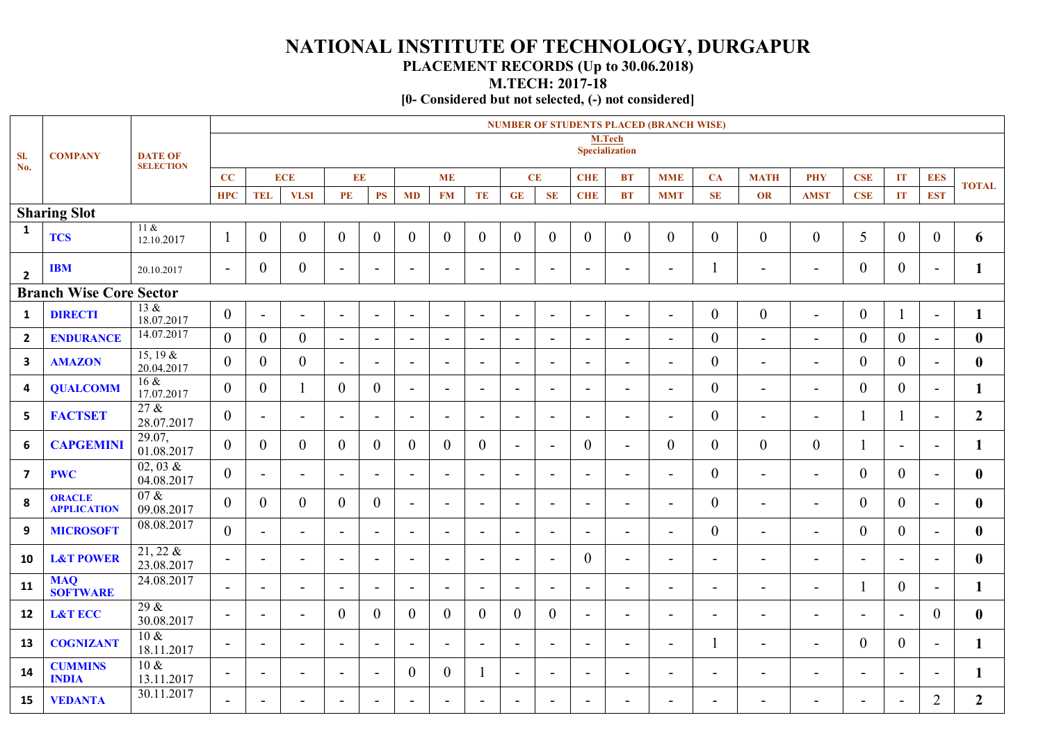# NATIONAL INSTITUTE OF TECHNOLOGY, DURGAPUR

## PLACEMENT RECORDS (Up to 30.06.2018)

## M.TECH: 2017-18

**[0- Considered but not selected, (-) not considered]**

| Sl. No. | COMPANY | DATE OF SELECTION | NUMBER OF STUDENTS PLACED (BRANCH WISE) M.Tech Specialization | | | | | | | | | | | | | | | | | | | TOTAL |
|---|---|---|---|---|---|---|---|---|---|---|---|---|---|---|---|---|---|---|---|---|---|---|
| | | | CC | ECE | | EE | | ME | | | CE | | CHE | BT | MME | CA | MATH | PHY | CSE | IT | EES | |
| | | | HPC | TEL | VLSI | PE | PS | MD | FM | TE | GE | SE | CHE | BT | MMT | SE | OR | AMST | CSE | IT | EST | |
| **Sharing Slot** | | | | | | | | | | | | | | | | | | | | | | |
| 1 | TCS | 11 & 12.10.2017 | 1 | 0 | 0 | 0 | 0 | 0 | 0 | 0 | 0 | 0 | 0 | 0 | 0 | 0 | 0 | 0 | 5 | 0 | 0 | **6** |
| 2 | IBM | 20.10.2017 | - | 0 | 0 | - | - | - | - | - | - | - | - | - | - | 1 | - | - | 0 | 0 | - | **1** |
| **Branch Wise Core Sector** | | | | | | | | | | | | | | | | | | | | | | |
| 1 | DIRECTI | 13 & 18.07.2017 | 0 | - | - | - | - | - | - | - | - | - | - | - | - | 0 | 0 | - | 0 | 1 | - | **1** |
| 2 | ENDURANCE | 14.07.2017 | 0 | 0 | 0 | - | - | - | - | - | - | - | - | - | - | 0 | - | - | 0 | 0 | - | **0** |
| 3 | AMAZON | 15, 19 & 20.04.2017 | 0 | 0 | 0 | - | - | - | - | - | - | - | - | - | - | 0 | - | - | 0 | 0 | - | **0** |
| 4 | QUALCOMM | 16 & 17.07.2017 | 0 | 0 | 1 | 0 | 0 | - | - | - | - | - | - | - | - | 0 | - | - | 0 | 0 | - | **1** |
| 5 | FACTSET | 27 & 28.07.2017 | 0 | - | - | - | - | - | - | - | - | - | - | - | - | 0 | - | - | 1 | 1 | - | **2** |
| 6 | CAPGEMINI | 29.07, 01.08.2017 | 0 | 0 | 0 | 0 | 0 | 0 | 0 | 0 | - | - | 0 | - | 0 | 0 | 0 | 0 | 1 | - | - | **1** |
| 7 | PWC | 02, 03 & 04.08.2017 | 0 | - | - | - | - | - | - | - | - | - | - | - | - | 0 | - | - | 0 | 0 | - | **0** |
| 8 | ORACLE APPLICATION | 07 & 09.08.2017 | 0 | 0 | 0 | 0 | 0 | - | - | - | - | - | - | - | - | 0 | - | - | 0 | 0 | - | **0** |
| 9 | MICROSOFT | 08.08.2017 | 0 | - | - | - | - | - | - | - | - | - | - | - | - | 0 | - | - | 0 | 0 | - | **0** |
| 10 | L&T POWER | 21, 22 & 23.08.2017 | - | - | - | - | - | - | - | - | - | - | 0 | - | - | - | - | - | - | - | - | **0** |
| 11 | MAQ SOFTWARE | 24.08.2017 | - | - | - | - | - | - | - | - | - | - | - | - | - | - | - | - | 1 | 0 | - | **1** |
| 12 | L&T ECC | 29 & 30.08.2017 | - | - | - | 0 | 0 | 0 | 0 | 0 | 0 | 0 | - | - | - | - | - | - | - | - | 0 | **0** |
| 13 | COGNIZANT | 10 & 18.11.2017 | - | - | - | - | - | - | - | - | - | - | - | - | - | 1 | - | - | 0 | 0 | - | **1** |
| 14 | CUMMINS INDIA | 10 & 13.11.2017 | - | - | - | - | - | 0 | 0 | 1 | - | - | - | - | - | - | - | - | - | - | - | **1** |
| 15 | VEDANTA | 30.11.2017 | - | - | - | - | - | - | - | - | - | - | - | - | - | - | - | - | - | - | 2 | **2** |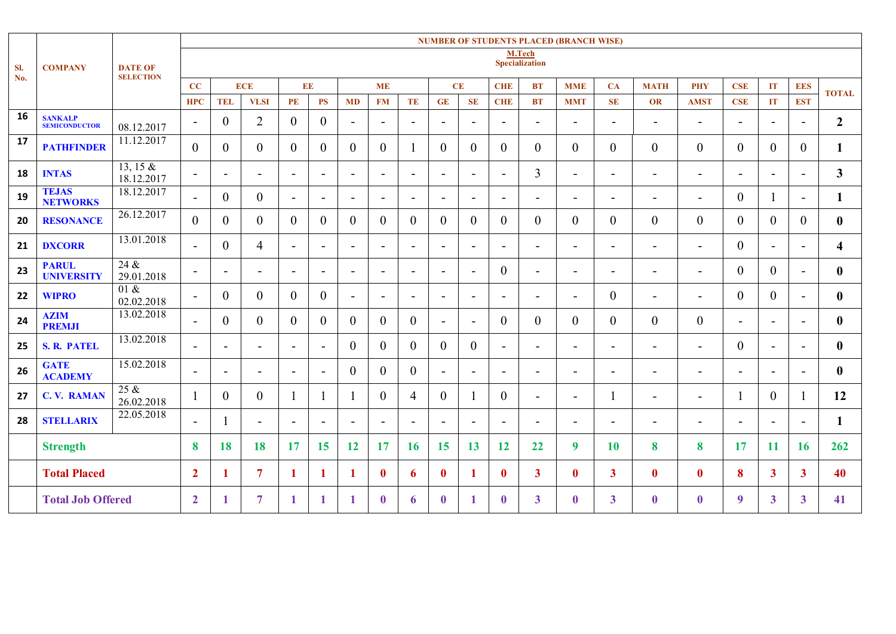| Sl. No. | COMPANY | DATE OF SELECTION | NUMBER OF STUDENTS PLACED (BRANCH WISE) | | | | | | | | | | | | | | | | | | | |
|---|---|---|---|---|---|---|---|---|---|---|---|---|---|---|---|---|---|---|---|---|---|---|
| | | | M.Tech Specialization | | | | | | | | | | | | | | | | | | | |
| | | | CC | ECE | | EE | | ME | | | CE | | CHE | BT | MME | CA | MATH | PHY | CSE | IT | EES | TOTAL |
| | | | HPC | TEL | VLSI | PE | PS | MD | FM | TE | GE | SE | CHE | BT | MMT | SE | OR | AMST | CSE | IT | EST | |
| 16 | SANKALP SEMICONDUCTOR | 08.12.2017 | - | 0 | 2 | 0 | 0 | - | - | - | - | - | - | - | - | - | - | - | - | - | - | **2** |
| 17 | PATHFINDER | 11.12.2017 | 0 | 0 | 0 | 0 | 0 | 0 | 0 | 1 | 0 | 0 | 0 | 0 | 0 | 0 | 0 | 0 | 0 | 0 | 0 | **1** |
| 18 | INTAS | 13, 15 & 18.12.2017 | - | - | - | - | - | - | - | - | - | - | - | 3 | - | - | - | - | - | - | - | **3** |
| 19 | TEJAS NETWORKS | 18.12.2017 | - | 0 | 0 | - | - | - | - | - | - | - | - | - | - | - | - | - | 0 | 1 | - | **1** |
| 20 | RESONANCE | 26.12.2017 | 0 | 0 | 0 | 0 | 0 | 0 | 0 | 0 | 0 | 0 | 0 | 0 | 0 | 0 | 0 | 0 | 0 | 0 | 0 | **0** |
| 21 | DXCORR | 13.01.2018 | - | 0 | 4 | - | - | - | - | - | - | - | - | - | - | - | - | - | 0 | - | - | **4** |
| 23 | PARUL UNIVERSITY | 24 & 29.01.2018 | - | - | - | - | - | - | - | - | - | - | 0 | - | - | - | - | - | 0 | 0 | - | **0** |
| 22 | WIPRO | 01 & 02.02.2018 | - | 0 | 0 | 0 | 0 | - | - | - | - | - | - | - | - | 0 | - | - | 0 | 0 | - | **0** |
| 24 | AZIM PREMJI | 13.02.2018 | - | 0 | 0 | 0 | 0 | 0 | 0 | 0 | - | - | 0 | 0 | 0 | 0 | 0 | 0 | - | - | - | **0** |
| 25 | S. R. PATEL | 13.02.2018 | - | - | - | - | - | 0 | 0 | 0 | 0 | 0 | - | - | - | - | - | - | 0 | - | - | **0** |
| 26 | GATE ACADEMY | 15.02.2018 | - | - | - | - | - | 0 | 0 | 0 | - | - | - | - | - | - | - | - | - | - | - | **0** |
| 27 | C. V. RAMAN | 25 & 26.02.2018 | 1 | 0 | 0 | 1 | 1 | 1 | 0 | 4 | 0 | 1 | 0 | - | - | 1 | - | - | 1 | 0 | 1 | **12** |
| 28 | STELLARIX | 22.05.2018 | - | 1 | - | - | - | - | - | - | - | - | - | - | - | - | - | - | - | - | - | **1** |
| | **Strength** | | **8** | **18** | **18** | **17** | **15** | **12** | **17** | **16** | **15** | **13** | **12** | **22** | **9** | **10** | **8** | **8** | **17** | **11** | **16** | **262** |
| | **Total Placed** | | **2** | **1** | **7** | **1** | **1** | **1** | **0** | **6** | **0** | **1** | **0** | **3** | **0** | **3** | **0** | **0** | **8** | **3** | **3** | **40** |
| | **Total Job Offered** | | **2** | **1** | **7** | **1** | **1** | **1** | **0** | **6** | **0** | **1** | **0** | **3** | **0** | **3** | **0** | **0** | **9** | **3** | **3** | **41** |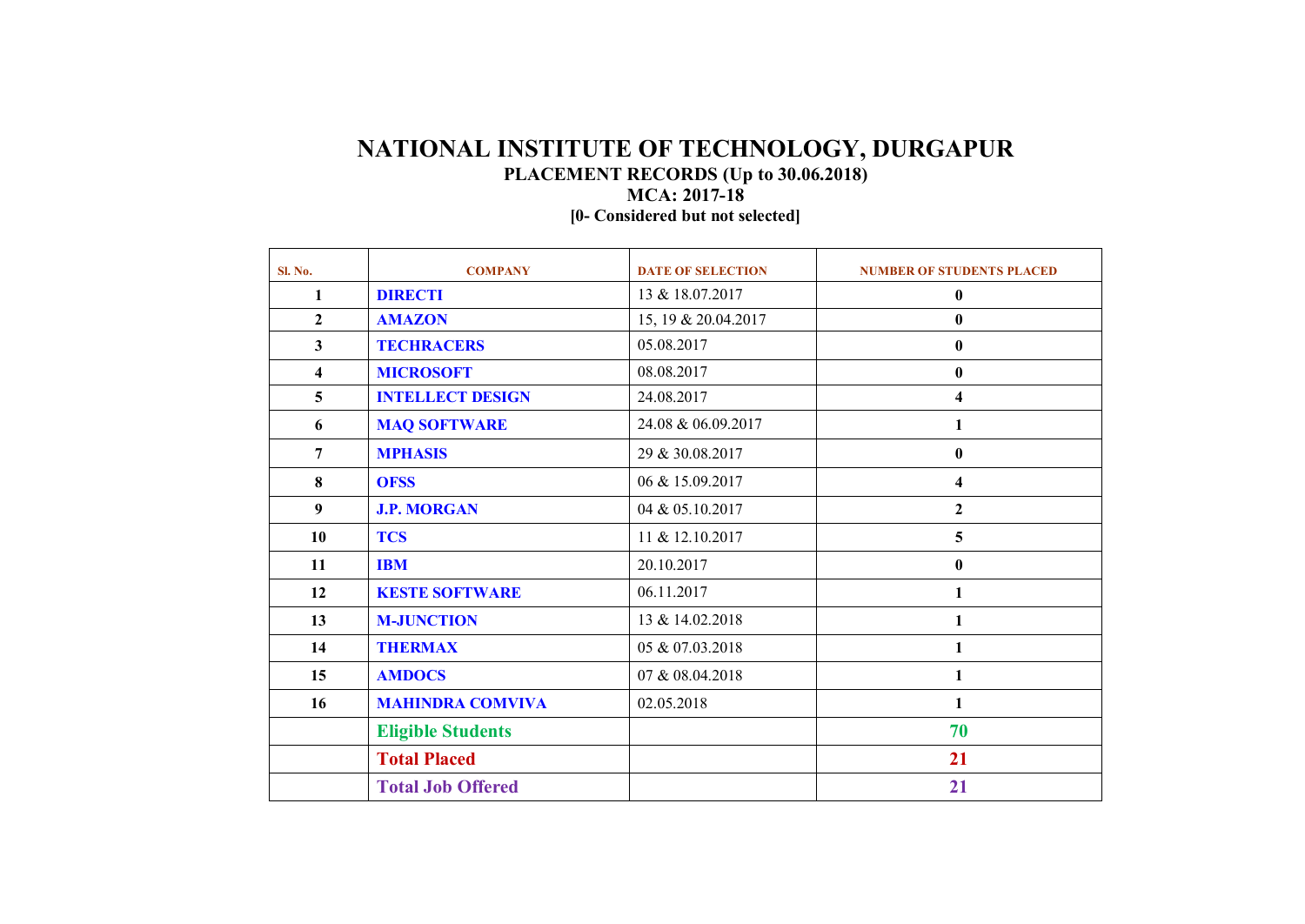# NATIONAL INSTITUTE OF TECHNOLOGY, DURGAPUR

## PLACEMENT RECORDS (Up to 30.06.2018)

### MCA: 2017-18

**[0- Considered but not selected]**

| Sl. No. | COMPANY | DATE OF SELECTION | NUMBER OF STUDENTS PLACED |
|---|---|---|---|
| 1 | DIRECTI | 13 & 18.07.2017 | 0 |
| 2 | AMAZON | 15, 19 & 20.04.2017 | 0 |
| 3 | TECHRACERS | 05.08.2017 | 0 |
| 4 | MICROSOFT | 08.08.2017 | 0 |
| 5 | INTELLECT DESIGN | 24.08.2017 | 4 |
| 6 | MAQ SOFTWARE | 24.08 & 06.09.2017 | 1 |
| 7 | MPHASIS | 29 & 30.08.2017 | 0 |
| 8 | OFSS | 06 & 15.09.2017 | 4 |
| 9 | J.P. MORGAN | 04 & 05.10.2017 | 2 |
| 10 | TCS | 11 & 12.10.2017 | 5 |
| 11 | IBM | 20.10.2017 | 0 |
| 12 | KESTE SOFTWARE | 06.11.2017 | 1 |
| 13 | M-JUNCTION | 13 & 14.02.2018 | 1 |
| 14 | THERMAX | 05 & 07.03.2018 | 1 |
| 15 | AMDOCS | 07 & 08.04.2018 | 1 |
| 16 | MAHINDRA COMVIVA | 02.05.2018 | 1 |
| | Eligible Students | | 70 |
| | Total Placed | | 21 |
| | Total Job Offered | | 21 |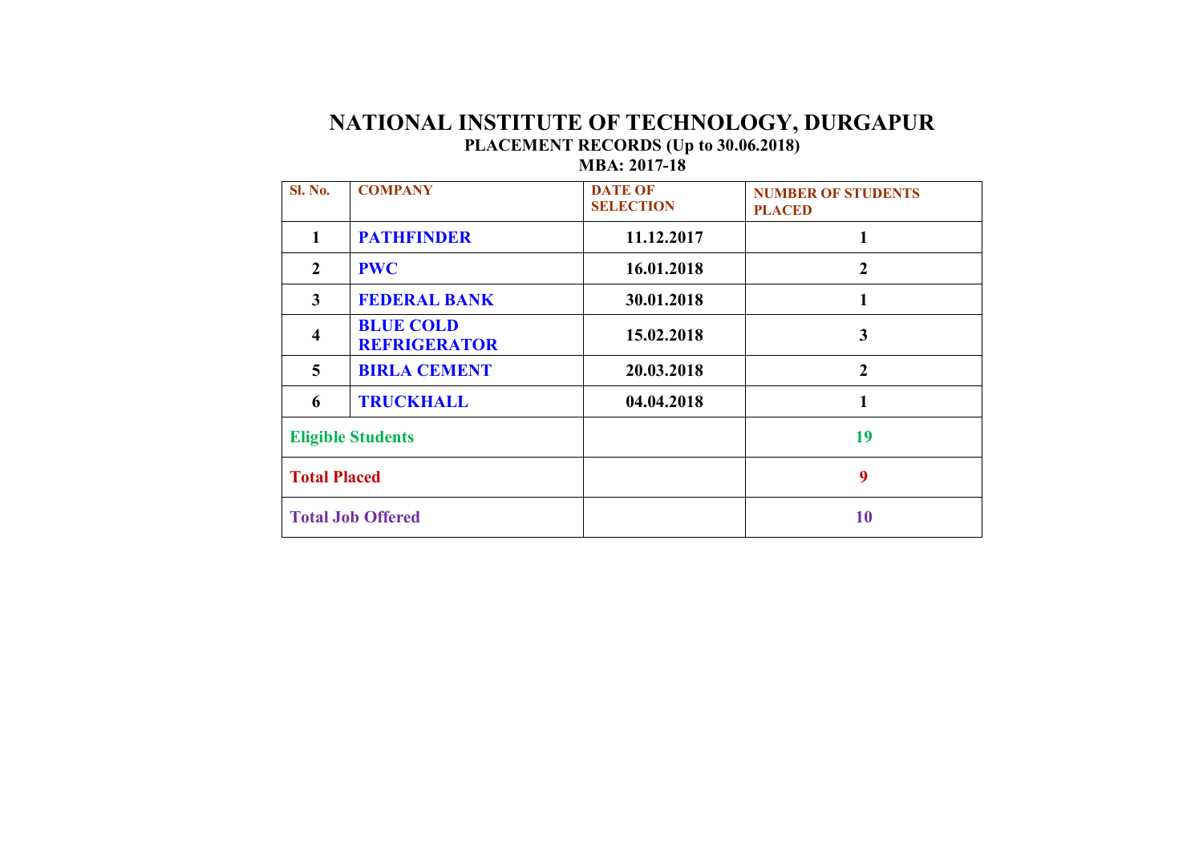# NATIONAL INSTITUTE OF TECHNOLOGY, DURGAPUR

## PLACEMENT RECORDS (Up to 30.06.2018)

### MBA: 2017-18

| Sl. No. | COMPANY | DATE OF SELECTION | NUMBER OF STUDENTS PLACED |
|---|---|---|---|
| 1 | PATHFINDER | 11.12.2017 | 1 |
| 2 | PWC | 16.01.2018 | 2 |
| 3 | FEDERAL BANK | 30.01.2018 | 1 |
| 4 | BLUE COLD REFRIGERATOR | 15.02.2018 | 3 |
| 5 | BIRLA CEMENT | 20.03.2018 | 2 |
| 6 | TRUCKHALL | 04.04.2018 | 1 |
| Eligible Students | | | 19 |
| Total Placed | | | 9 |
| Total Job Offered | | | 10 |